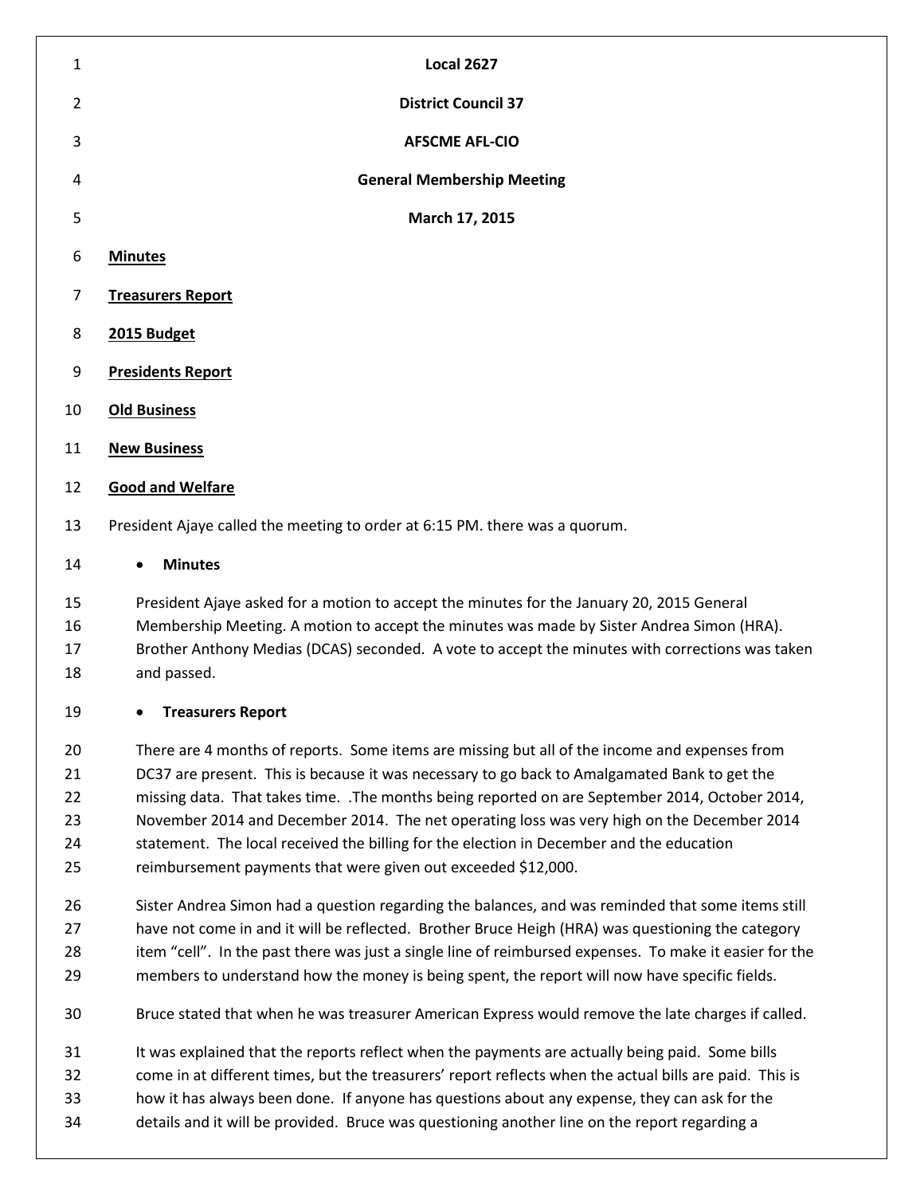**Local 2627**

**District Council 37**

**AFSCME AFL-CIO**

**General Membership Meeting**

**March 17, 2015**

**Minutes**

**Treasurers Report**

**2015 Budget**

**Presidents Report**

**Old Business**

**New Business**

**Good and Welfare**

President Ajaye called the meeting to order at 6:15 PM. there was a quorum.

- **Minutes**

President Ajaye asked for a motion to accept the minutes for the January 20, 2015 General Membership Meeting. A motion to accept the minutes was made by Sister Andrea Simon (HRA). Brother Anthony Medias (DCAS) seconded. A vote to accept the minutes with corrections was taken and passed.

- **Treasurers Report**

There are 4 months of reports. Some items are missing but all of the income and expenses from DC37 are present. This is because it was necessary to go back to Amalgamated Bank to get the missing data. That takes time. .The months being reported on are September 2014, October 2014, November 2014 and December 2014. The net operating loss was very high on the December 2014 statement. The local received the billing for the election in December and the education reimbursement payments that were given out exceeded $12,000.

Sister Andrea Simon had a question regarding the balances, and was reminded that some items still have not come in and it will be reflected. Brother Bruce Heigh (HRA) was questioning the category item "cell". In the past there was just a single line of reimbursed expenses. To make it easier for the members to understand how the money is being spent, the report will now have specific fields.

Bruce stated that when he was treasurer American Express would remove the late charges if called.

It was explained that the reports reflect when the payments are actually being paid. Some bills come in at different times, but the treasurers' report reflects when the actual bills are paid. This is how it has always been done. If anyone has questions about any expense, they can ask for the details and it will be provided. Bruce was questioning another line on the report regarding a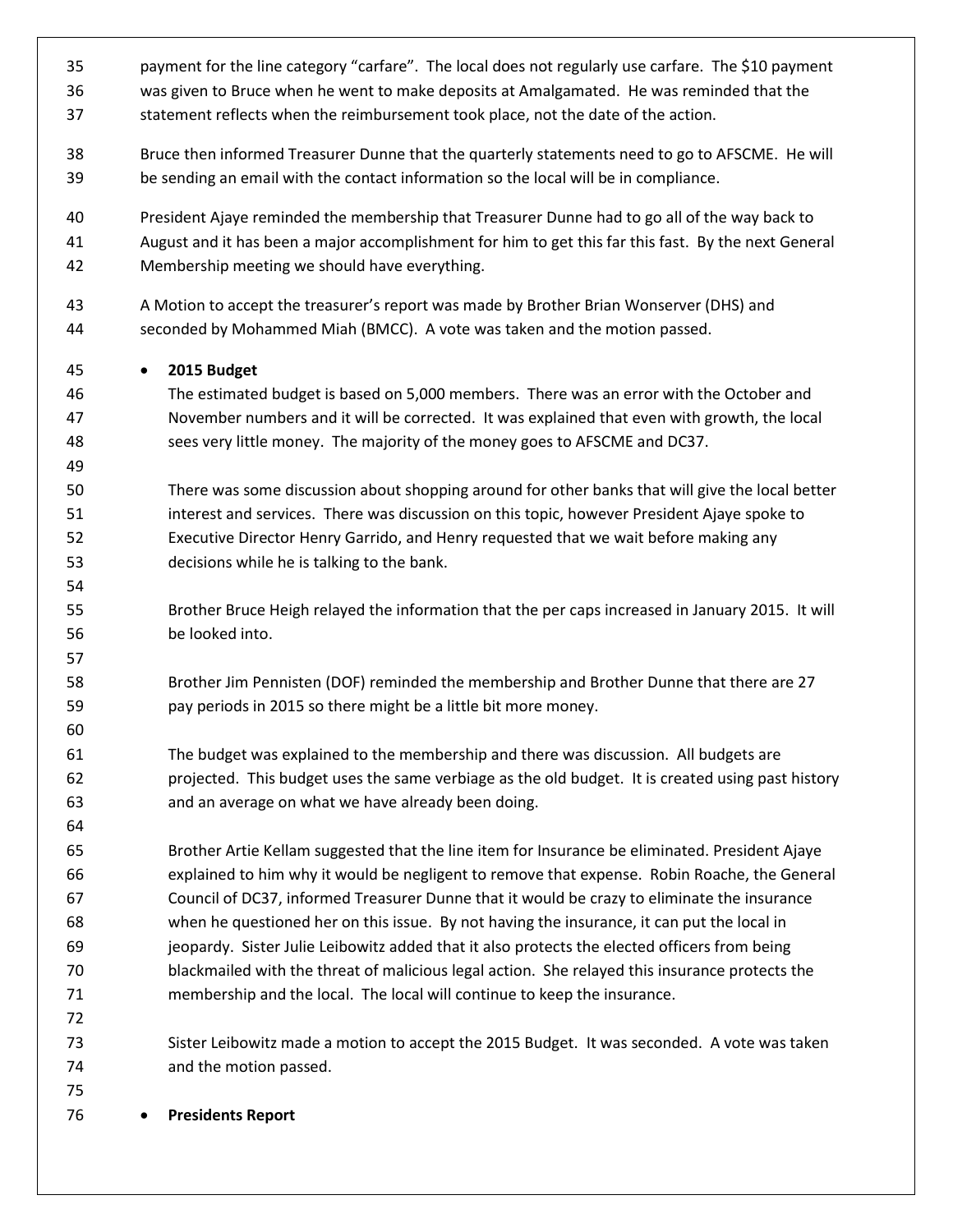payment for the line category "carfare". The local does not regularly use carfare. The $10 payment was given to Bruce when he went to make deposits at Amalgamated. He was reminded that the statement reflects when the reimbursement took place, not the date of the action.

Bruce then informed Treasurer Dunne that the quarterly statements need to go to AFSCME. He will be sending an email with the contact information so the local will be in compliance.

President Ajaye reminded the membership that Treasurer Dunne had to go all of the way back to August and it has been a major accomplishment for him to get this far this fast. By the next General Membership meeting we should have everything.

A Motion to accept the treasurer's report was made by Brother Brian Wonserver (DHS) and seconded by Mohammed Miah (BMCC). A vote was taken and the motion passed.

- **2015 Budget**

  The estimated budget is based on 5,000 members. There was an error with the October and November numbers and it will be corrected. It was explained that even with growth, the local sees very little money. The majority of the money goes to AFSCME and DC37.

  There was some discussion about shopping around for other banks that will give the local better interest and services. There was discussion on this topic, however President Ajaye spoke to Executive Director Henry Garrido, and Henry requested that we wait before making any decisions while he is talking to the bank.

  Brother Bruce Heigh relayed the information that the per caps increased in January 2015. It will be looked into.

  Brother Jim Pennisten (DOF) reminded the membership and Brother Dunne that there are 27 pay periods in 2015 so there might be a little bit more money.

  The budget was explained to the membership and there was discussion. All budgets are projected. This budget uses the same verbiage as the old budget. It is created using past history and an average on what we have already been doing.

  Brother Artie Kellam suggested that the line item for Insurance be eliminated. President Ajaye explained to him why it would be negligent to remove that expense. Robin Roache, the General Council of DC37, informed Treasurer Dunne that it would be crazy to eliminate the insurance when he questioned her on this issue. By not having the insurance, it can put the local in jeopardy. Sister Julie Leibowitz added that it also protects the elected officers from being blackmailed with the threat of malicious legal action. She relayed this insurance protects the membership and the local. The local will continue to keep the insurance.

  Sister Leibowitz made a motion to accept the 2015 Budget. It was seconded. A vote was taken and the motion passed.

- **Presidents Report**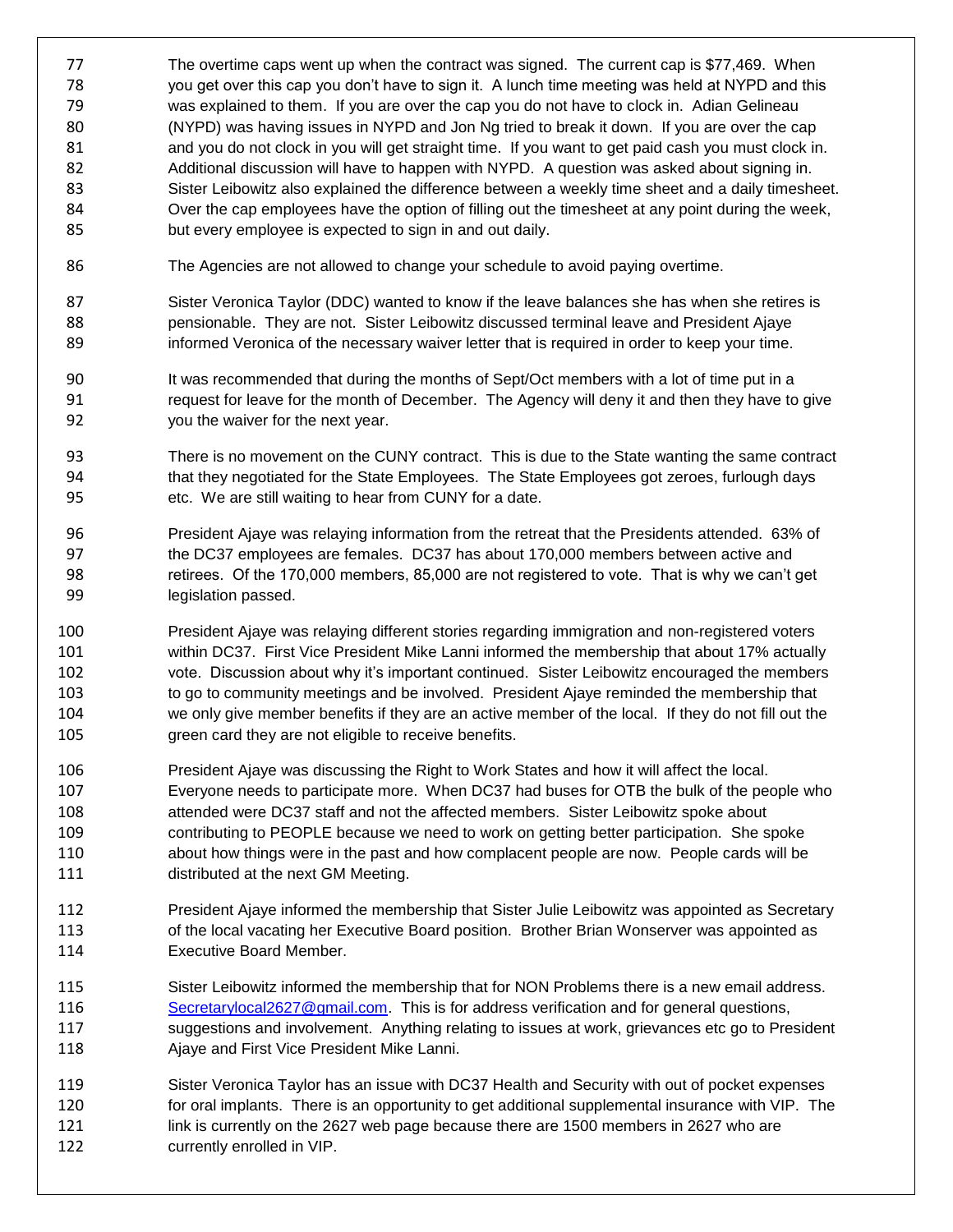The overtime caps went up when the contract was signed. The current cap is $77,469. When you get over this cap you don't have to sign it. A lunch time meeting was held at NYPD and this was explained to them. If you are over the cap you do not have to clock in. Adian Gelineau (NYPD) was having issues in NYPD and Jon Ng tried to break it down. If you are over the cap and you do not clock in you will get straight time. If you want to get paid cash you must clock in. Additional discussion will have to happen with NYPD. A question was asked about signing in. Sister Leibowitz also explained the difference between a weekly time sheet and a daily timesheet. Over the cap employees have the option of filling out the timesheet at any point during the week, but every employee is expected to sign in and out daily.

The Agencies are not allowed to change your schedule to avoid paying overtime.

Sister Veronica Taylor (DDC) wanted to know if the leave balances she has when she retires is pensionable. They are not. Sister Leibowitz discussed terminal leave and President Ajaye informed Veronica of the necessary waiver letter that is required in order to keep your time.

It was recommended that during the months of Sept/Oct members with a lot of time put in a request for leave for the month of December. The Agency will deny it and then they have to give you the waiver for the next year.

There is no movement on the CUNY contract. This is due to the State wanting the same contract that they negotiated for the State Employees. The State Employees got zeroes, furlough days etc. We are still waiting to hear from CUNY for a date.

President Ajaye was relaying information from the retreat that the Presidents attended. 63% of the DC37 employees are females. DC37 has about 170,000 members between active and retirees. Of the 170,000 members, 85,000 are not registered to vote. That is why we can't get legislation passed.

President Ajaye was relaying different stories regarding immigration and non-registered voters within DC37. First Vice President Mike Lanni informed the membership that about 17% actually vote. Discussion about why it's important continued. Sister Leibowitz encouraged the members to go to community meetings and be involved. President Ajaye reminded the membership that we only give member benefits if they are an active member of the local. If they do not fill out the green card they are not eligible to receive benefits.

President Ajaye was discussing the Right to Work States and how it will affect the local. Everyone needs to participate more. When DC37 had buses for OTB the bulk of the people who attended were DC37 staff and not the affected members. Sister Leibowitz spoke about contributing to PEOPLE because we need to work on getting better participation. She spoke about how things were in the past and how complacent people are now. People cards will be distributed at the next GM Meeting.

President Ajaye informed the membership that Sister Julie Leibowitz was appointed as Secretary of the local vacating her Executive Board position. Brother Brian Wonserver was appointed as Executive Board Member.

Sister Leibowitz informed the membership that for NON Problems there is a new email address. Secretarylocal2627@gmail.com. This is for address verification and for general questions, suggestions and involvement. Anything relating to issues at work, grievances etc go to President Ajaye and First Vice President Mike Lanni.

Sister Veronica Taylor has an issue with DC37 Health and Security with out of pocket expenses for oral implants. There is an opportunity to get additional supplemental insurance with VIP. The link is currently on the 2627 web page because there are 1500 members in 2627 who are currently enrolled in VIP.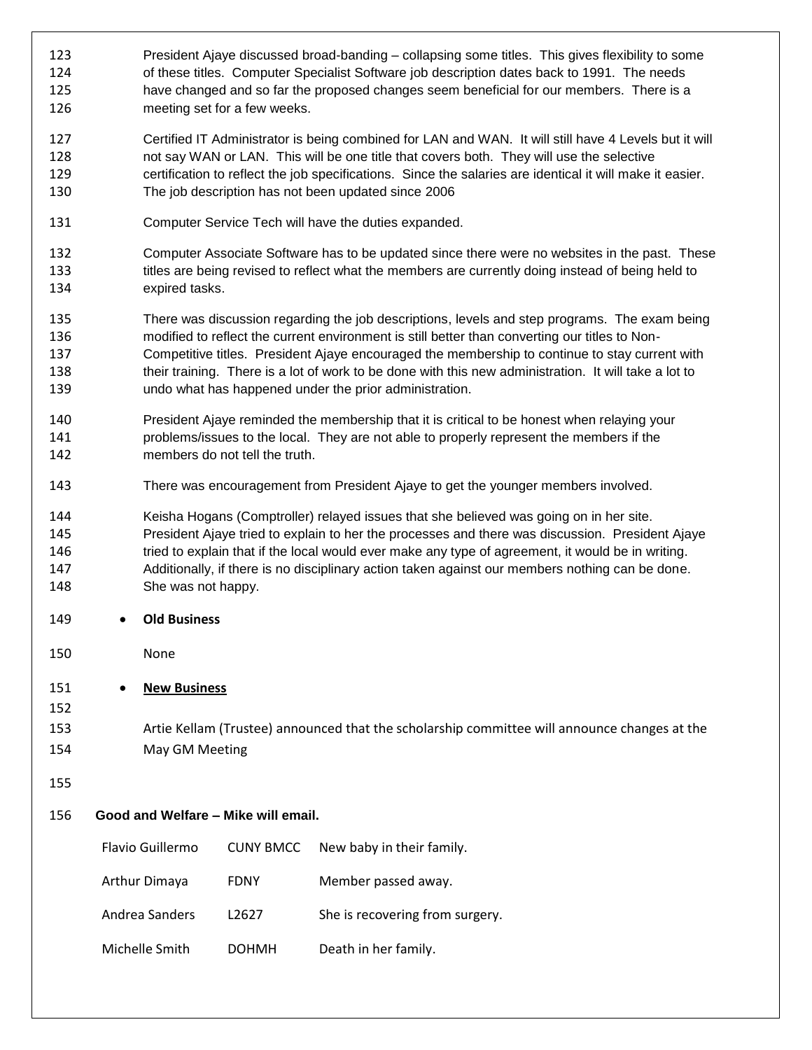President Ajaye discussed broad-banding – collapsing some titles. This gives flexibility to some of these titles. Computer Specialist Software job description dates back to 1991. The needs have changed and so far the proposed changes seem beneficial for our members. There is a meeting set for a few weeks.

Certified IT Administrator is being combined for LAN and WAN. It will still have 4 Levels but it will not say WAN or LAN. This will be one title that covers both. They will use the selective certification to reflect the job specifications. Since the salaries are identical it will make it easier. The job description has not been updated since 2006

Computer Service Tech will have the duties expanded.

Computer Associate Software has to be updated since there were no websites in the past. These titles are being revised to reflect what the members are currently doing instead of being held to expired tasks.

There was discussion regarding the job descriptions, levels and step programs. The exam being modified to reflect the current environment is still better than converting our titles to Non-Competitive titles. President Ajaye encouraged the membership to continue to stay current with their training. There is a lot of work to be done with this new administration. It will take a lot to undo what has happened under the prior administration.

President Ajaye reminded the membership that it is critical to be honest when relaying your problems/issues to the local. They are not able to properly represent the members if the members do not tell the truth.

There was encouragement from President Ajaye to get the younger members involved.

Keisha Hogans (Comptroller) relayed issues that she believed was going on in her site. President Ajaye tried to explain to her the processes and there was discussion. President Ajaye tried to explain that if the local would ever make any type of agreement, it would be in writing. Additionally, if there is no disciplinary action taken against our members nothing can be done. She was not happy.

- **Old Business**

None

- **<u>New Business</u>**

Artie Kellam (Trustee) announced that the scholarship committee will announce changes at the May GM Meeting

**Good and Welfare – Mike will email.**

| | | |
|---|---|---|
| Flavio Guillermo | CUNY BMCC | New baby in their family. |
| Arthur Dimaya | FDNY | Member passed away. |
| Andrea Sanders | L2627 | She is recovering from surgery. |
| Michelle Smith | DOHMH | Death in her family. |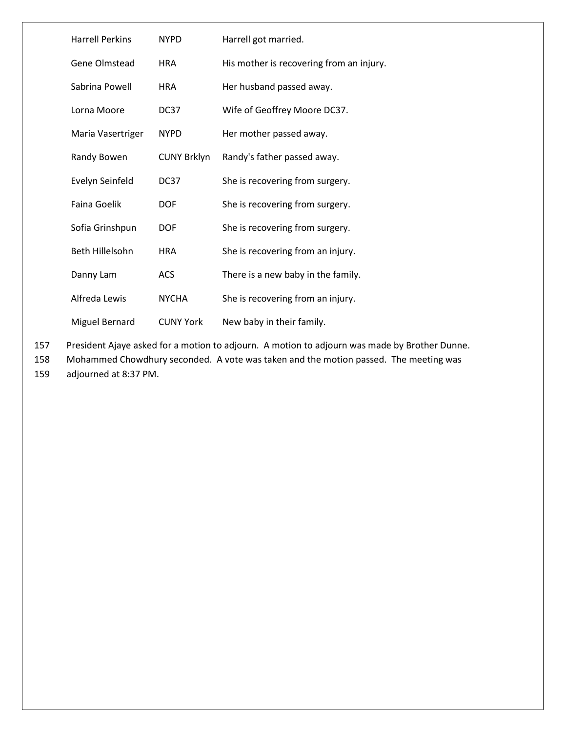| | | |
|---|---|---|
| Harrell Perkins | NYPD | Harrell got married. |
| Gene Olmstead | HRA | His mother is recovering from an injury. |
| Sabrina Powell | HRA | Her husband passed away. |
| Lorna Moore | DC37 | Wife of Geoffrey Moore DC37. |
| Maria Vasertriger | NYPD | Her mother passed away. |
| Randy Bowen | CUNY Brklyn | Randy's father passed away. |
| Evelyn Seinfeld | DC37 | She is recovering from surgery. |
| Faina Goelik | DOF | She is recovering from surgery. |
| Sofia Grinshpun | DOF | She is recovering from surgery. |
| Beth Hillelsohn | HRA | She is recovering from an injury. |
| Danny Lam | ACS | There is a new baby in the family. |
| Alfreda Lewis | NYCHA | She is recovering from an injury. |
| Miguel Bernard | CUNY York | New baby in their family. |

157 President Ajaye asked for a motion to adjourn. A motion to adjourn was made by Brother Dunne.
158 Mohammed Chowdhury seconded. A vote was taken and the motion passed. The meeting was
159 adjourned at 8:37 PM.